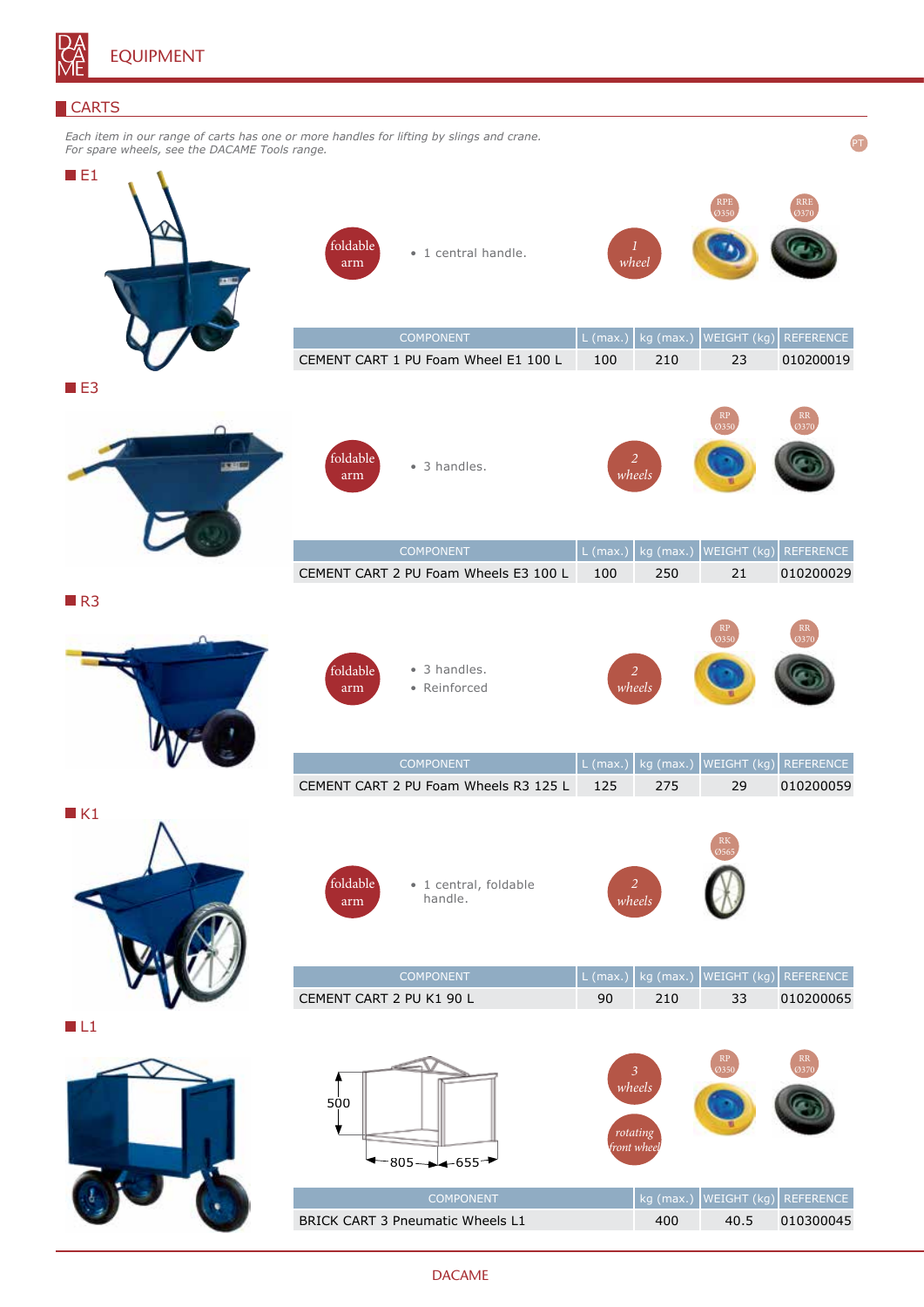# EQUIPMENT

## CARTS

*Each item in our range of carts has one or more handles for lifting by slings and crane.*
*For spare wheels, see the DACAME Tools range.*

PT

### E1

foldable arm

- 1 central handle.

*1 wheel*

RPE Ø350 — RRE Ø370

| COMPONENT | L (max.) | kg (max.) | WEIGHT (kg) | REFERENCE |
|---|---|---|---|---|
| CEMENT CART 1 PU Foam Wheel E1 100 L | 100 | 210 | 23 | 010200019 |

### E3

foldable arm

- 3 handles.

*2 wheels*

RP Ø350 — RR Ø370

| COMPONENT | L (max.) | kg (max.) | WEIGHT (kg) | REFERENCE |
|---|---|---|---|---|
| CEMENT CART 2 PU Foam Wheels E3 100 L | 100 | 250 | 21 | 010200029 |

### R3

foldable arm

- 3 handles.
- Reinforced

*2 wheels*

RP Ø350 — RR Ø370

| COMPONENT | L (max.) | kg (max.) | WEIGHT (kg) | REFERENCE |
|---|---|---|---|---|
| CEMENT CART 2 PU Foam Wheels R3 125 L | 125 | 275 | 29 | 010200059 |

### K1

foldable arm

- 1 central, foldable handle.

*2 wheels*

RK Ø565

| COMPONENT | L (max.) | kg (max.) | WEIGHT (kg) | REFERENCE |
|---|---|---|---|---|
| CEMENT CART 2 PU K1 90 L | 90 | 210 | 33 | 010200065 |

### L1

500 — 805 — 655

*3 wheels*

*rotating front wheel*

RP Ø350 — RR Ø370

| COMPONENT | kg (max.) | WEIGHT (kg) | REFERENCE |
|---|---|---|---|
| BRICK CART 3 Pneumatic Wheels L1 | 400 | 40.5 | 010300045 |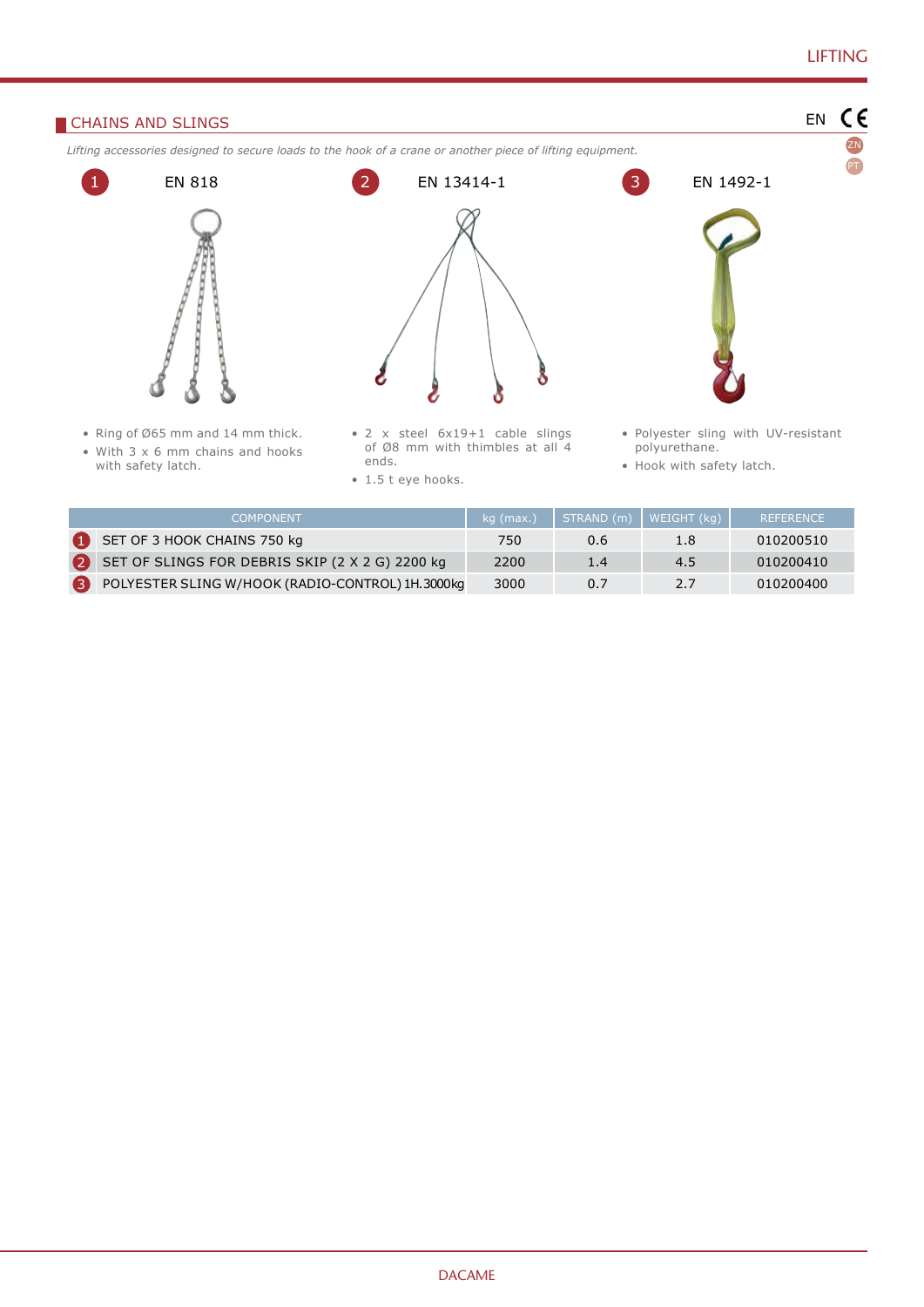## CHAINS AND SLINGS

EN

*Lifting accessories designed to secure loads to the hook of a crane or another piece of lifting equipment.*

**1** EN 818

- Ring of Ø65 mm and 14 mm thick.
- With 3 x 6 mm chains and hooks with safety latch.

**2** EN 13414-1

- 2 x steel 6x19+1 cable slings of Ø8 mm with thimbles at all 4 ends.
- 1.5 t eye hooks.

**3** EN 1492-1

- Polyester sling with UV-resistant polyurethane.
- Hook with safety latch.

| | COMPONENT | kg (max.) | STRAND (m) | WEIGHT (kg) | REFERENCE |
|---|---|---|---|---|---|
| 1 | SET OF 3 HOOK CHAINS 750 kg | 750 | 0.6 | 1.8 | 010200510 |
| 2 | SET OF SLINGS FOR DEBRIS SKIP (2 X 2 G) 2200 kg | 2200 | 1.4 | 4.5 | 010200410 |
| 3 | POLYESTER SLING W/HOOK (RADIO-CONTROL) 1H.3000kg | 3000 | 0.7 | 2.7 | 010200400 |